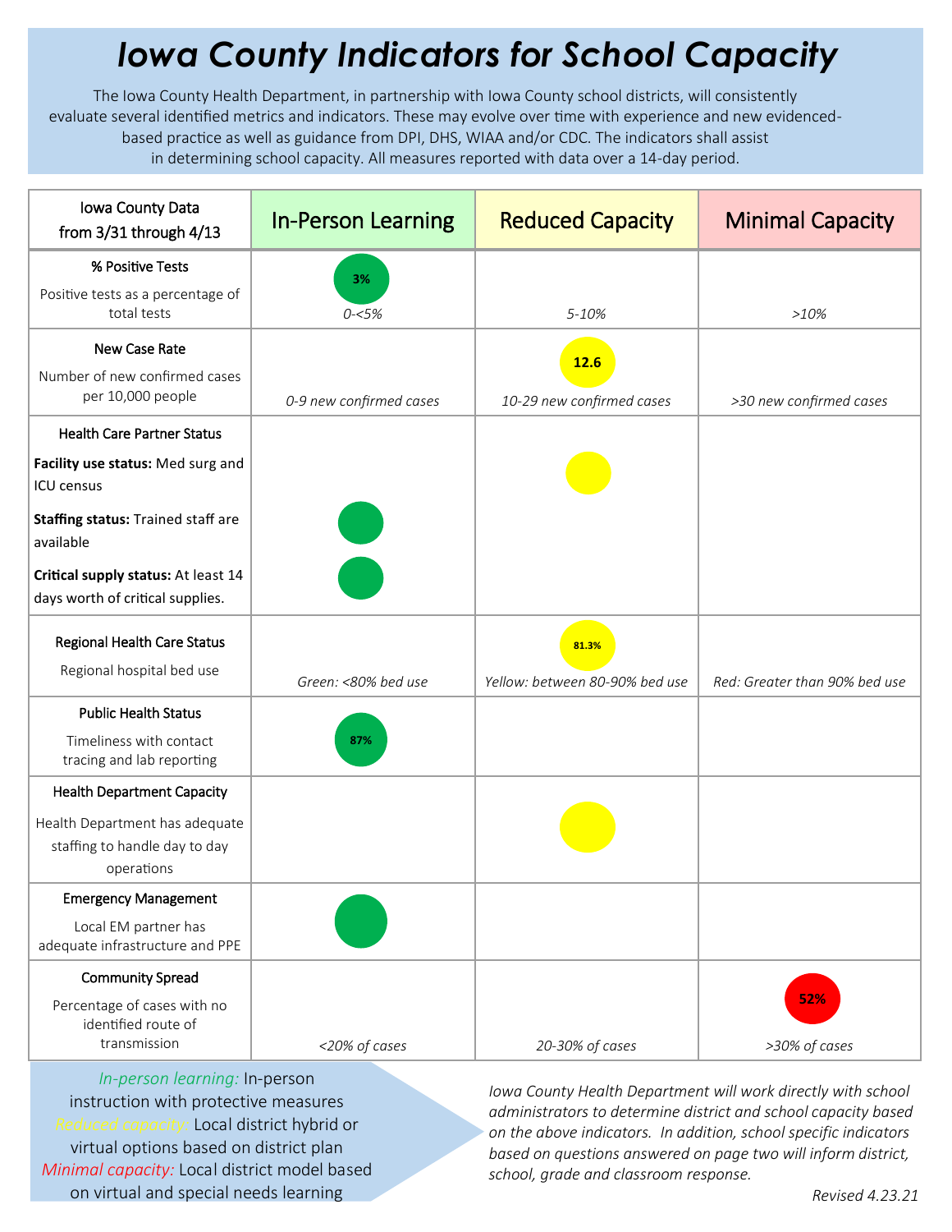# *Iowa County Indicators for School Capacity*

The Iowa County Health Department, in partnership with Iowa County school districts, will consistently evaluate several identified metrics and indicators. These may evolve over time with experience and new evidenced-based practice as well as guidance from DPI, DHS, WIAA and/or CDC. The indicators shall assist in determining school capacity. All measures reported with data over a 14-day period.

| Iowa County Data from 3/31 through 4/13 | In-Person Learning | Reduced Capacity | Minimal Capacity |
|---|---|---|---|
| **% Positive Tests** Positive tests as a percentage of total tests | 3% *0-<5%* | *5-10%* | *>10%* |
| **New Case Rate** Number of new confirmed cases per 10,000 people | *0-9 new confirmed cases* | 12.6 *10-29 new confirmed cases* | *>30 new confirmed cases* |
| **Health Care Partner Status** **Facility use status:** Med surg and ICU census | | ● | |
| **Staffing status:** Trained staff are available | ● | | |
| **Critical supply status:** At least 14 days worth of critical supplies. | ● | | |
| **Regional Health Care Status** Regional hospital bed use | *Green: <80% bed use* | 81.3% *Yellow: between 80-90% bed use* | *Red: Greater than 90% bed use* |
| **Public Health Status** Timeliness with contact tracing and lab reporting | 87% | | |
| **Health Department Capacity** Health Department has adequate staffing to handle day to day operations | | ● | |
| **Emergency Management** Local EM partner has adequate infrastructure and PPE | ● | | |
| **Community Spread** Percentage of cases with no identified route of transmission | *<20% of cases* | *20-30% of cases* | 52% *>30% of cases* |

*In-person learning:* In-person instruction with protective measures
*Reduced capacity:* Local district hybrid or virtual options based on district plan
*Minimal capacity:* Local district model based on virtual and special needs learning

*Iowa County Health Department will work directly with school administrators to determine district and school capacity based on the above indicators. In addition, school specific indicators based on questions answered on page two will inform district, school, grade and classroom response.*

*Revised 4.23.21*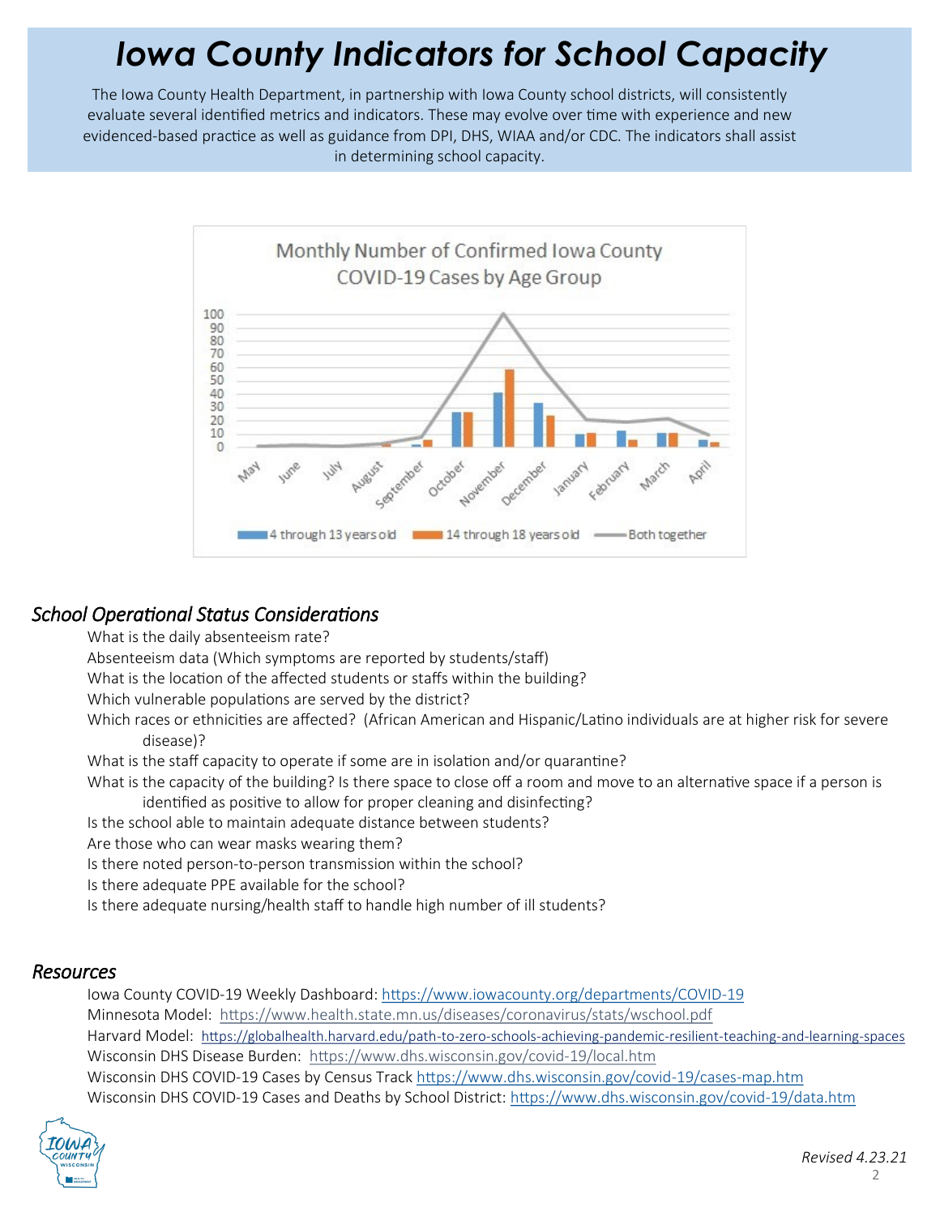# Iowa County Indicators for School Capacity

The Iowa County Health Department, in partnership with Iowa County school districts, will consistently evaluate several identified metrics and indicators. These may evolve over time with experience and new evidenced-based practice as well as guidance from DPI, DHS, WIAA and/or CDC. The indicators shall assist in determining school capacity.

Monthly Number of Confirmed Iowa County COVID-19 Cases by Age Group

100
90
80
70
60
50
40
30
20
10
0

May June July August September October November December January February March April

4 through 13 years old
14 through 18 years old
Both together

## *School Operational Status Considerations*

What is the daily absenteeism rate?
Absenteeism data (Which symptoms are reported by students/staff)
What is the location of the affected students or staffs within the building?
Which vulnerable populations are served by the district?
Which races or ethnicities are affected? (African American and Hispanic/Latino individuals are at higher risk for severe disease)?
What is the staff capacity to operate if some are in isolation and/or quarantine?
What is the capacity of the building? Is there space to close off a room and move to an alternative space if a person is identified as positive to allow for proper cleaning and disinfecting?
Is the school able to maintain adequate distance between students?
Are those who can wear masks wearing them?
Is there noted person-to-person transmission within the school?
Is there adequate PPE available for the school?
Is there adequate nursing/health staff to handle high number of ill students?

## *Resources*

Iowa County COVID-19 Weekly Dashboard: https://www.iowacounty.org/departments/COVID-19
Minnesota Model: https://www.health.state.mn.us/diseases/coronavirus/stats/wschool.pdf
Harvard Model: https://globalhealth.harvard.edu/path-to-zero-schools-achieving-pandemic-resilient-teaching-and-learning-spaces
Wisconsin DHS Disease Burden: https://www.dhs.wisconsin.gov/covid-19/local.htm
Wisconsin DHS COVID-19 Cases by Census Track https://www.dhs.wisconsin.gov/covid-19/cases-map.htm
Wisconsin DHS COVID-19 Cases and Deaths by School District: https://www.dhs.wisconsin.gov/covid-19/data.htm

*Revised 4.23.21*